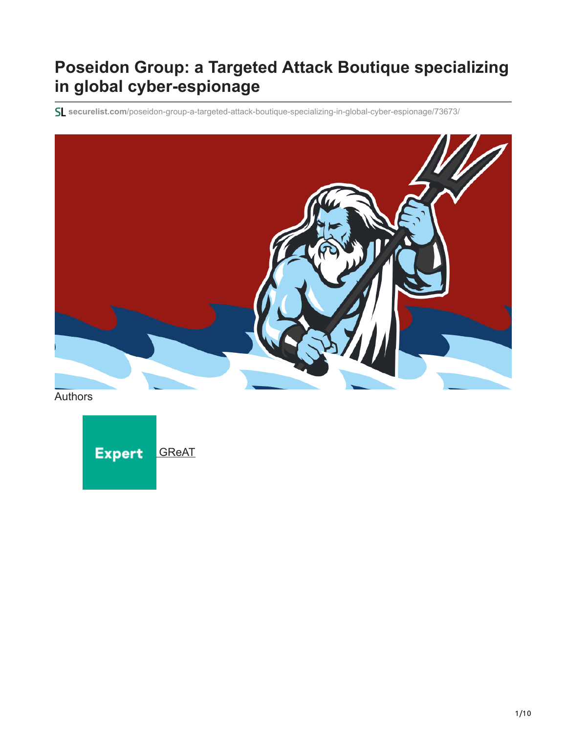# Poseidon Group: a Targeted Attack Boutique specializing in global cyber-espionage

securelist.com/poseidon-group-a-targeted-attack-boutique-specializing-in-global-cyber-espionage/73673/

Authors

Expert GReAT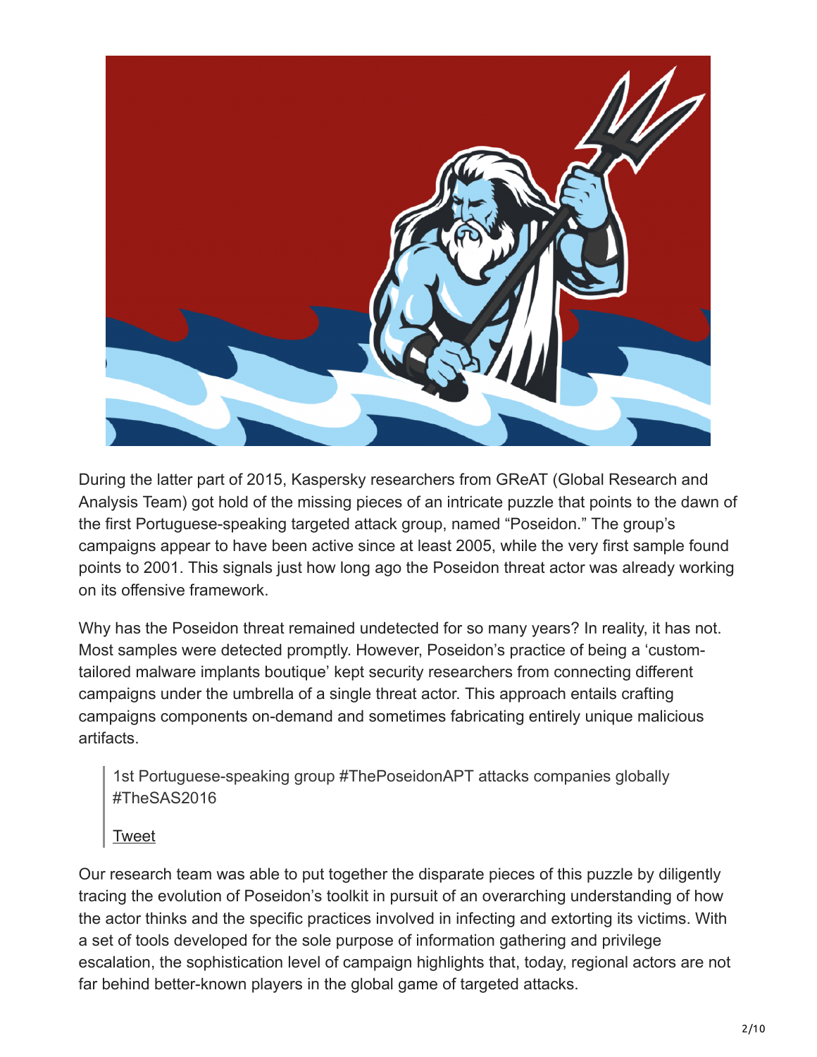During the latter part of 2015, Kaspersky researchers from GReAT (Global Research and Analysis Team) got hold of the missing pieces of an intricate puzzle that points to the dawn of the first Portuguese-speaking targeted attack group, named “Poseidon.” The group’s campaigns appear to have been active since at least 2005, while the very first sample found points to 2001. This signals just how long ago the Poseidon threat actor was already working on its offensive framework.

Why has the Poseidon threat remained undetected for so many years? In reality, it has not. Most samples were detected promptly. However, Poseidon’s practice of being a ‘custom-tailored malware implants boutique’ kept security researchers from connecting different campaigns under the umbrella of a single threat actor. This approach entails crafting campaigns components on-demand and sometimes fabricating entirely unique malicious artifacts.

> 1st Portuguese-speaking group #ThePoseidonAPT attacks companies globally #TheSAS2016
>
> Tweet

Our research team was able to put together the disparate pieces of this puzzle by diligently tracing the evolution of Poseidon’s toolkit in pursuit of an overarching understanding of how the actor thinks and the specific practices involved in infecting and extorting its victims. With a set of tools developed for the sole purpose of information gathering and privilege escalation, the sophistication level of campaign highlights that, today, regional actors are not far behind better-known players in the global game of targeted attacks.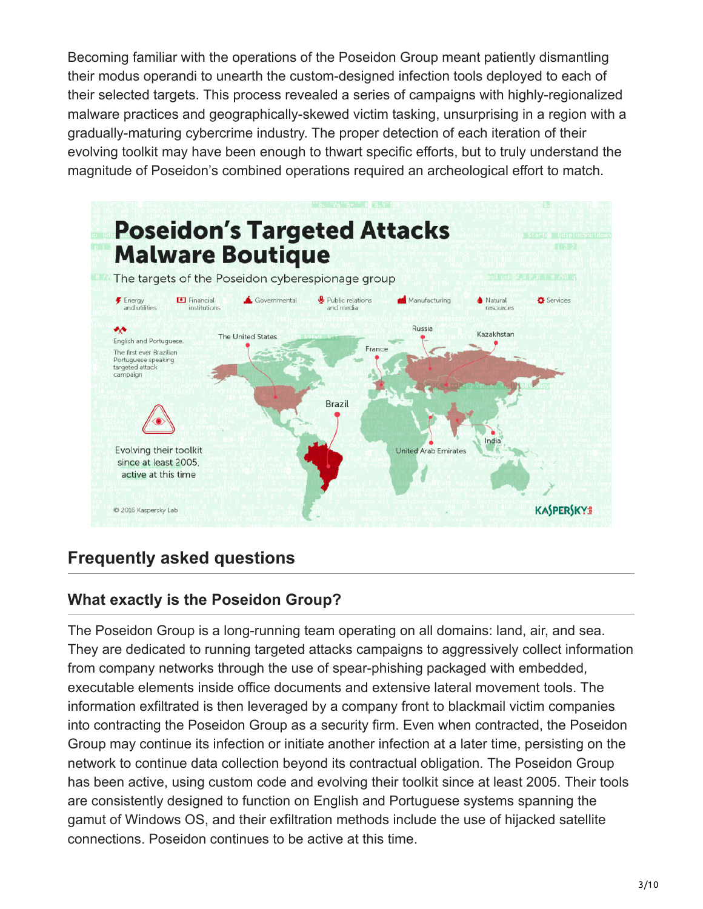Becoming familiar with the operations of the Poseidon Group meant patiently dismantling their modus operandi to unearth the custom-designed infection tools deployed to each of their selected targets. This process revealed a series of campaigns with highly-regionalized malware practices and geographically-skewed victim tasking, unsurprising in a region with a gradually-maturing cybercrime industry. The proper detection of each iteration of their evolving toolkit may have been enough to thwart specific efforts, but to truly understand the magnitude of Poseidon's combined operations required an archeological effort to match.

## Frequently asked questions

### What exactly is the Poseidon Group?

The Poseidon Group is a long-running team operating on all domains: land, air, and sea. They are dedicated to running targeted attacks campaigns to aggressively collect information from company networks through the use of spear-phishing packaged with embedded, executable elements inside office documents and extensive lateral movement tools. The information exfiltrated is then leveraged by a company front to blackmail victim companies into contracting the Poseidon Group as a security firm. Even when contracted, the Poseidon Group may continue its infection or initiate another infection at a later time, persisting on the network to continue data collection beyond its contractual obligation. The Poseidon Group has been active, using custom code and evolving their toolkit since at least 2005. Their tools are consistently designed to function on English and Portuguese systems spanning the gamut of Windows OS, and their exfiltration methods include the use of hijacked satellite connections. Poseidon continues to be active at this time.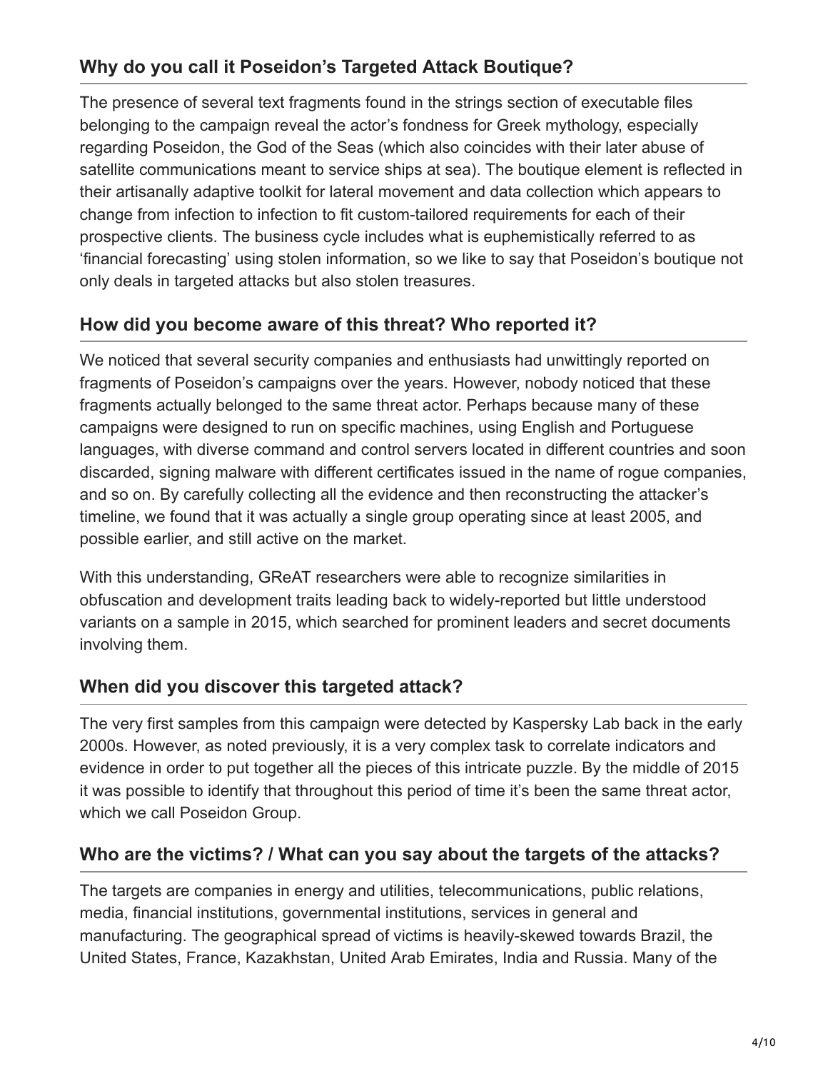## Why do you call it Poseidon's Targeted Attack Boutique?

The presence of several text fragments found in the strings section of executable files belonging to the campaign reveal the actor's fondness for Greek mythology, especially regarding Poseidon, the God of the Seas (which also coincides with their later abuse of satellite communications meant to service ships at sea). The boutique element is reflected in their artisanally adaptive toolkit for lateral movement and data collection which appears to change from infection to infection to fit custom-tailored requirements for each of their prospective clients. The business cycle includes what is euphemistically referred to as 'financial forecasting' using stolen information, so we like to say that Poseidon's boutique not only deals in targeted attacks but also stolen treasures.

## How did you become aware of this threat? Who reported it?

We noticed that several security companies and enthusiasts had unwittingly reported on fragments of Poseidon's campaigns over the years. However, nobody noticed that these fragments actually belonged to the same threat actor. Perhaps because many of these campaigns were designed to run on specific machines, using English and Portuguese languages, with diverse command and control servers located in different countries and soon discarded, signing malware with different certificates issued in the name of rogue companies, and so on. By carefully collecting all the evidence and then reconstructing the attacker's timeline, we found that it was actually a single group operating since at least 2005, and possible earlier, and still active on the market.

With this understanding, GReAT researchers were able to recognize similarities in obfuscation and development traits leading back to widely-reported but little understood variants on a sample in 2015, which searched for prominent leaders and secret documents involving them.

## When did you discover this targeted attack?

The very first samples from this campaign were detected by Kaspersky Lab back in the early 2000s. However, as noted previously, it is a very complex task to correlate indicators and evidence in order to put together all the pieces of this intricate puzzle. By the middle of 2015 it was possible to identify that throughout this period of time it's been the same threat actor, which we call Poseidon Group.

## Who are the victims? / What can you say about the targets of the attacks?

The targets are companies in energy and utilities, telecommunications, public relations, media, financial institutions, governmental institutions, services in general and manufacturing. The geographical spread of victims is heavily-skewed towards Brazil, the United States, France, Kazakhstan, United Arab Emirates, India and Russia. Many of the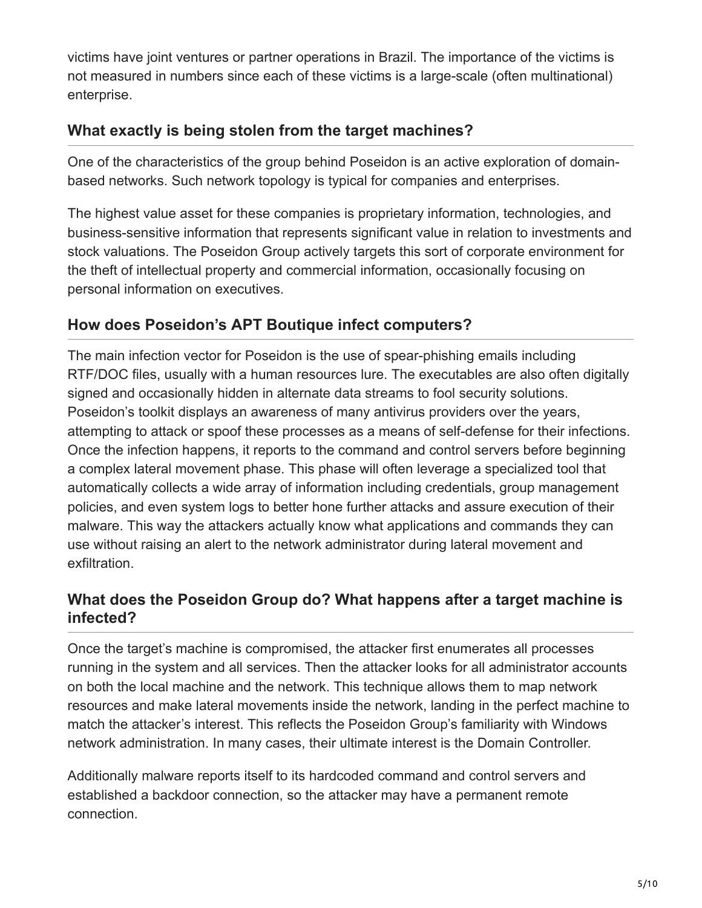victims have joint ventures or partner operations in Brazil. The importance of the victims is not measured in numbers since each of these victims is a large-scale (often multinational) enterprise.

### What exactly is being stolen from the target machines?

One of the characteristics of the group behind Poseidon is an active exploration of domain-based networks. Such network topology is typical for companies and enterprises.

The highest value asset for these companies is proprietary information, technologies, and business-sensitive information that represents significant value in relation to investments and stock valuations. The Poseidon Group actively targets this sort of corporate environment for the theft of intellectual property and commercial information, occasionally focusing on personal information on executives.

### How does Poseidon's APT Boutique infect computers?

The main infection vector for Poseidon is the use of spear-phishing emails including RTF/DOC files, usually with a human resources lure. The executables are also often digitally signed and occasionally hidden in alternate data streams to fool security solutions. Poseidon's toolkit displays an awareness of many antivirus providers over the years, attempting to attack or spoof these processes as a means of self-defense for their infections. Once the infection happens, it reports to the command and control servers before beginning a complex lateral movement phase. This phase will often leverage a specialized tool that automatically collects a wide array of information including credentials, group management policies, and even system logs to better hone further attacks and assure execution of their malware. This way the attackers actually know what applications and commands they can use without raising an alert to the network administrator during lateral movement and exfiltration.

### What does the Poseidon Group do? What happens after a target machine is infected?

Once the target's machine is compromised, the attacker first enumerates all processes running in the system and all services. Then the attacker looks for all administrator accounts on both the local machine and the network. This technique allows them to map network resources and make lateral movements inside the network, landing in the perfect machine to match the attacker's interest. This reflects the Poseidon Group's familiarity with Windows network administration. In many cases, their ultimate interest is the Domain Controller.

Additionally malware reports itself to its hardcoded command and control servers and established a backdoor connection, so the attacker may have a permanent remote connection.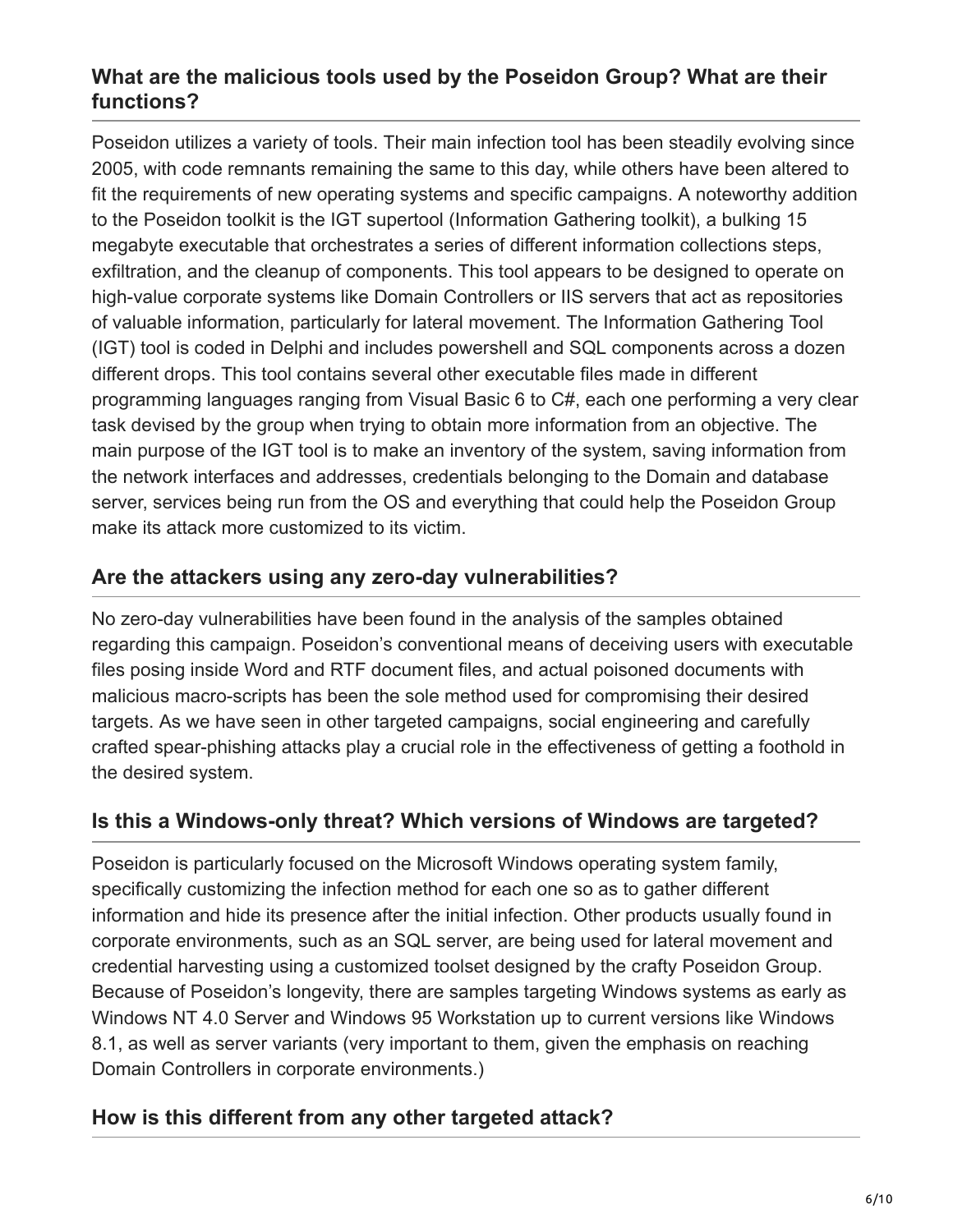### What are the malicious tools used by the Poseidon Group? What are their functions?

Poseidon utilizes a variety of tools. Their main infection tool has been steadily evolving since 2005, with code remnants remaining the same to this day, while others have been altered to fit the requirements of new operating systems and specific campaigns. A noteworthy addition to the Poseidon toolkit is the IGT supertool (Information Gathering toolkit), a bulking 15 megabyte executable that orchestrates a series of different information collections steps, exfiltration, and the cleanup of components. This tool appears to be designed to operate on high-value corporate systems like Domain Controllers or IIS servers that act as repositories of valuable information, particularly for lateral movement. The Information Gathering Tool (IGT) tool is coded in Delphi and includes powershell and SQL components across a dozen different drops. This tool contains several other executable files made in different programming languages ranging from Visual Basic 6 to C#, each one performing a very clear task devised by the group when trying to obtain more information from an objective. The main purpose of the IGT tool is to make an inventory of the system, saving information from the network interfaces and addresses, credentials belonging to the Domain and database server, services being run from the OS and everything that could help the Poseidon Group make its attack more customized to its victim.

### Are the attackers using any zero-day vulnerabilities?

No zero-day vulnerabilities have been found in the analysis of the samples obtained regarding this campaign. Poseidon's conventional means of deceiving users with executable files posing inside Word and RTF document files, and actual poisoned documents with malicious macro-scripts has been the sole method used for compromising their desired targets. As we have seen in other targeted campaigns, social engineering and carefully crafted spear-phishing attacks play a crucial role in the effectiveness of getting a foothold in the desired system.

### Is this a Windows-only threat? Which versions of Windows are targeted?

Poseidon is particularly focused on the Microsoft Windows operating system family, specifically customizing the infection method for each one so as to gather different information and hide its presence after the initial infection. Other products usually found in corporate environments, such as an SQL server, are being used for lateral movement and credential harvesting using a customized toolset designed by the crafty Poseidon Group. Because of Poseidon's longevity, there are samples targeting Windows systems as early as Windows NT 4.0 Server and Windows 95 Workstation up to current versions like Windows 8.1, as well as server variants (very important to them, given the emphasis on reaching Domain Controllers in corporate environments.)

### How is this different from any other targeted attack?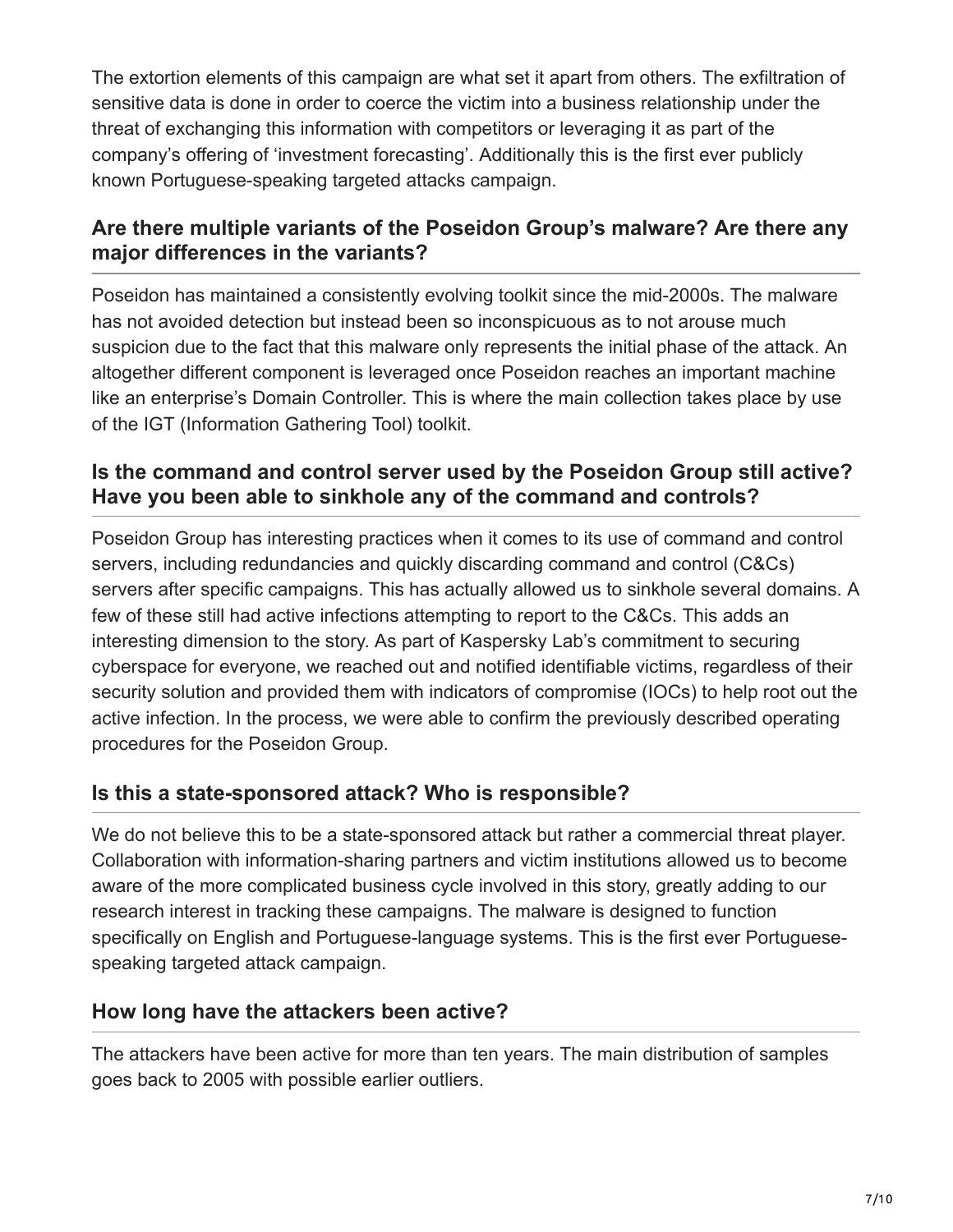The extortion elements of this campaign are what set it apart from others. The exfiltration of sensitive data is done in order to coerce the victim into a business relationship under the threat of exchanging this information with competitors or leveraging it as part of the company's offering of 'investment forecasting'. Additionally this is the first ever publicly known Portuguese-speaking targeted attacks campaign.

### Are there multiple variants of the Poseidon Group's malware? Are there any major differences in the variants?

Poseidon has maintained a consistently evolving toolkit since the mid-2000s. The malware has not avoided detection but instead been so inconspicuous as to not arouse much suspicion due to the fact that this malware only represents the initial phase of the attack. An altogether different component is leveraged once Poseidon reaches an important machine like an enterprise's Domain Controller. This is where the main collection takes place by use of the IGT (Information Gathering Tool) toolkit.

### Is the command and control server used by the Poseidon Group still active? Have you been able to sinkhole any of the command and controls?

Poseidon Group has interesting practices when it comes to its use of command and control servers, including redundancies and quickly discarding command and control (C&Cs) servers after specific campaigns. This has actually allowed us to sinkhole several domains. A few of these still had active infections attempting to report to the C&Cs. This adds an interesting dimension to the story. As part of Kaspersky Lab's commitment to securing cyberspace for everyone, we reached out and notified identifiable victims, regardless of their security solution and provided them with indicators of compromise (IOCs) to help root out the active infection. In the process, we were able to confirm the previously described operating procedures for the Poseidon Group.

### Is this a state-sponsored attack? Who is responsible?

We do not believe this to be a state-sponsored attack but rather a commercial threat player. Collaboration with information-sharing partners and victim institutions allowed us to become aware of the more complicated business cycle involved in this story, greatly adding to our research interest in tracking these campaigns. The malware is designed to function specifically on English and Portuguese-language systems. This is the first ever Portuguese-speaking targeted attack campaign.

### How long have the attackers been active?

The attackers have been active for more than ten years. The main distribution of samples goes back to 2005 with possible earlier outliers.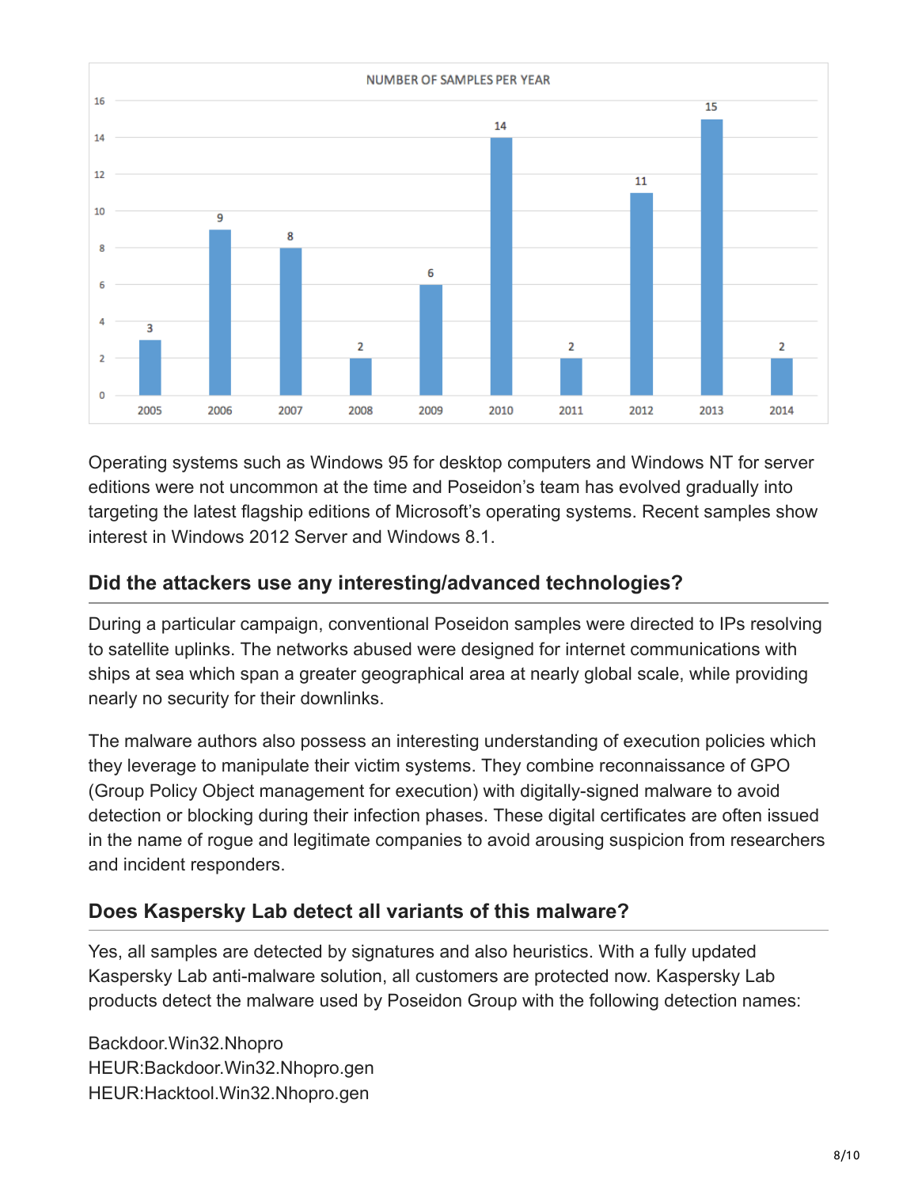**NUMBER OF SAMPLES PER YEAR**

| Year | 2005 | 2006 | 2007 | 2008 | 2009 | 2010 | 2011 | 2012 | 2013 | 2014 |
|---|---|---|---|---|---|---|---|---|---|---|
| Samples | 3 | 9 | 8 | 2 | 6 | 14 | 2 | 11 | 15 | 2 |

Operating systems such as Windows 95 for desktop computers and Windows NT for server editions were not uncommon at the time and Poseidon's team has evolved gradually into targeting the latest flagship editions of Microsoft's operating systems. Recent samples show interest in Windows 2012 Server and Windows 8.1.

## Did the attackers use any interesting/advanced technologies?

During a particular campaign, conventional Poseidon samples were directed to IPs resolving to satellite uplinks. The networks abused were designed for internet communications with ships at sea which span a greater geographical area at nearly global scale, while providing nearly no security for their downlinks.

The malware authors also possess an interesting understanding of execution policies which they leverage to manipulate their victim systems. They combine reconnaissance of GPO (Group Policy Object management for execution) with digitally-signed malware to avoid detection or blocking during their infection phases. These digital certificates are often issued in the name of rogue and legitimate companies to avoid arousing suspicion from researchers and incident responders.

## Does Kaspersky Lab detect all variants of this malware?

Yes, all samples are detected by signatures and also heuristics. With a fully updated Kaspersky Lab anti-malware solution, all customers are protected now. Kaspersky Lab products detect the malware used by Poseidon Group with the following detection names:

Backdoor.Win32.Nhopro
HEUR:Backdoor.Win32.Nhopro.gen
HEUR:Hacktool.Win32.Nhopro.gen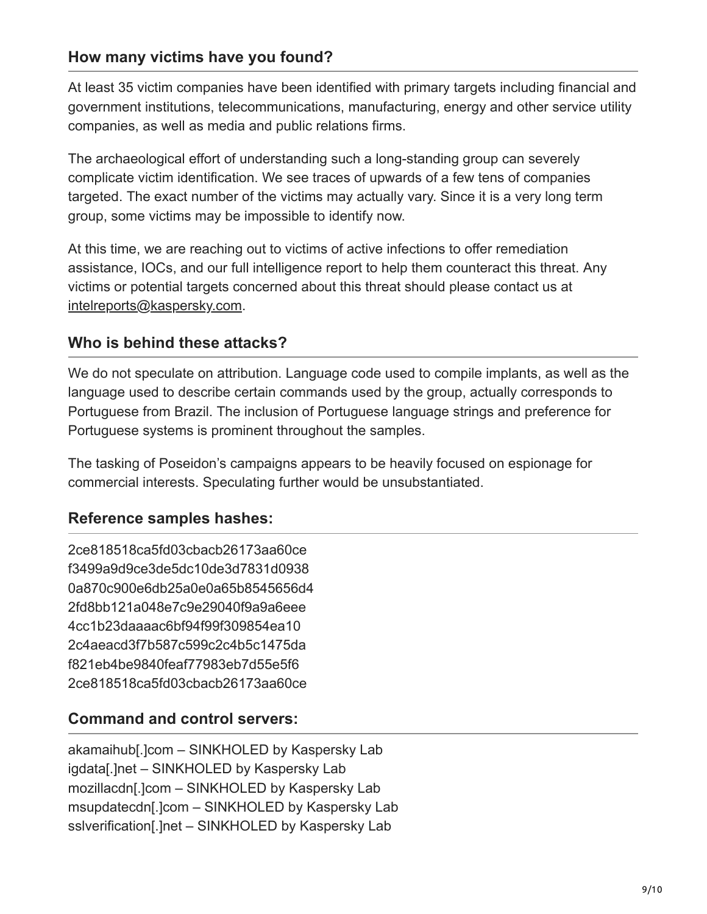### How many victims have you found?

At least 35 victim companies have been identified with primary targets including financial and government institutions, telecommunications, manufacturing, energy and other service utility companies, as well as media and public relations firms.

The archaeological effort of understanding such a long-standing group can severely complicate victim identification. We see traces of upwards of a few tens of companies targeted. The exact number of the victims may actually vary. Since it is a very long term group, some victims may be impossible to identify now.

At this time, we are reaching out to victims of active infections to offer remediation assistance, IOCs, and our full intelligence report to help them counteract this threat. Any victims or potential targets concerned about this threat should please contact us at intelreports@kaspersky.com.

### Who is behind these attacks?

We do not speculate on attribution. Language code used to compile implants, as well as the language used to describe certain commands used by the group, actually corresponds to Portuguese from Brazil. The inclusion of Portuguese language strings and preference for Portuguese systems is prominent throughout the samples.

The tasking of Poseidon's campaigns appears to be heavily focused on espionage for commercial interests. Speculating further would be unsubstantiated.

### Reference samples hashes:

2ce818518ca5fd03cbacb26173aa60ce
f3499a9d9ce3de5dc10de3d7831d0938
0a870c900e6db25a0e0a65b8545656d4
2fd8bb121a048e7c9e29040f9a9a6eee
4cc1b23daaaac6bf94f99f309854ea10
2c4aeacd3f7b587c599c2c4b5c1475da
f821eb4be9840feaf77983eb7d55e5f6
2ce818518ca5fd03cbacb26173aa60ce

### Command and control servers:

akamaihub[.]com – SINKHOLED by Kaspersky Lab
igdata[.]net – SINKHOLED by Kaspersky Lab
mozillacdn[.]com – SINKHOLED by Kaspersky Lab
msupdatecdn[.]com – SINKHOLED by Kaspersky Lab
sslverification[.]net – SINKHOLED by Kaspersky Lab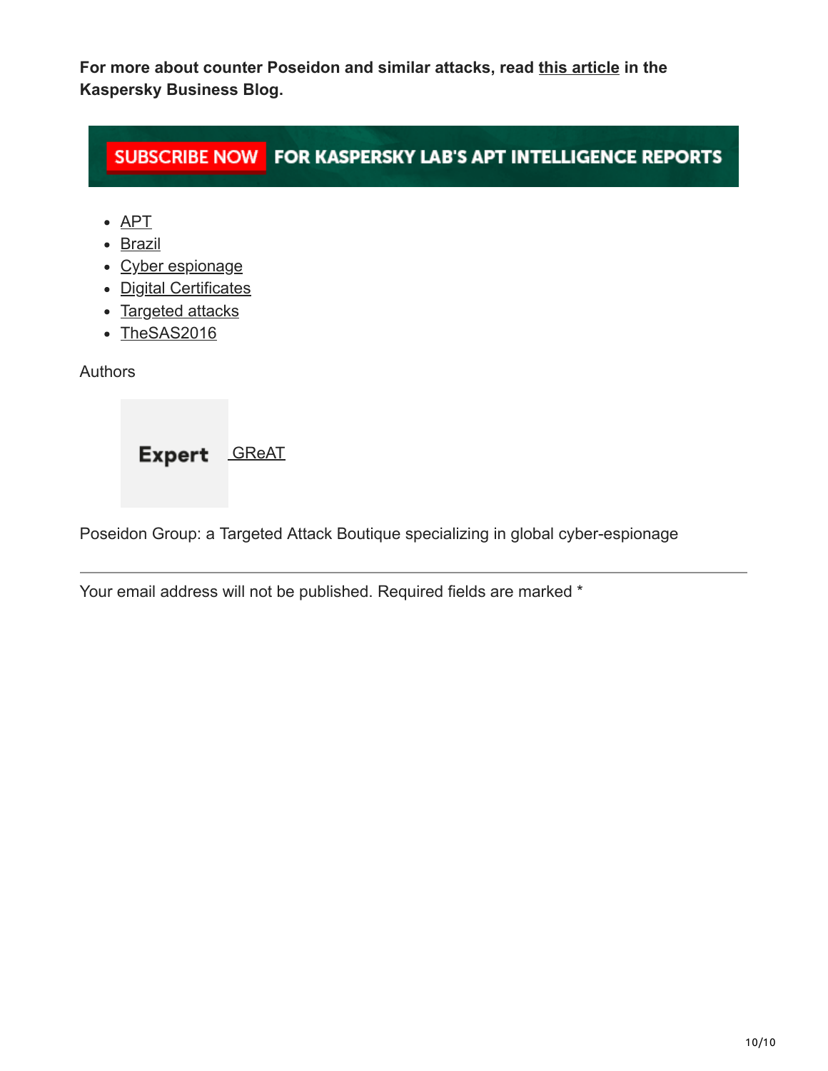**For more about counter Poseidon and similar attacks, read this article in the Kaspersky Business Blog.**

SUBSCRIBE NOW FOR KASPERSKY LAB'S APT INTELLIGENCE REPORTS

- APT
- Brazil
- Cyber espionage
- Digital Certificates
- Targeted attacks
- TheSAS2016

Authors

Expert GReAT

Poseidon Group: a Targeted Attack Boutique specializing in global cyber-espionage

---

Your email address will not be published. Required fields are marked *